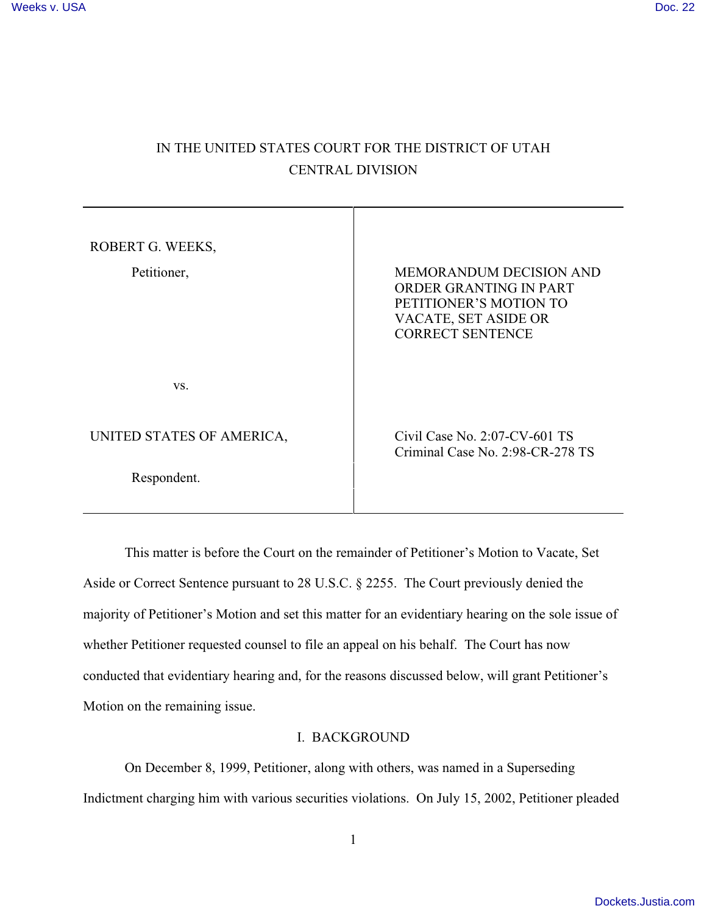IN THE UNITED STATES COURT FOR THE DISTRICT OF UTAH

CENTRAL DIVISION

| | |
|---|---|
| ROBERT G. WEEKS,<br><br>Petitioner,<br><br>vs.<br><br>UNITED STATES OF AMERICA,<br><br>Respondent. | MEMORANDUM DECISION AND ORDER GRANTING IN PART PETITIONER'S MOTION TO VACATE, SET ASIDE OR CORRECT SENTENCE<br><br>Civil Case No. 2:07-CV-601 TS<br>Criminal Case No. 2:98-CR-278 TS |

This matter is before the Court on the remainder of Petitioner's Motion to Vacate, Set Aside or Correct Sentence pursuant to 28 U.S.C. § 2255. The Court previously denied the majority of Petitioner's Motion and set this matter for an evidentiary hearing on the sole issue of whether Petitioner requested counsel to file an appeal on his behalf. The Court has now conducted that evidentiary hearing and, for the reasons discussed below, will grant Petitioner's Motion on the remaining issue.

## I. BACKGROUND

On December 8, 1999, Petitioner, along with others, was named in a Superseding Indictment charging him with various securities violations. On July 15, 2002, Petitioner pleaded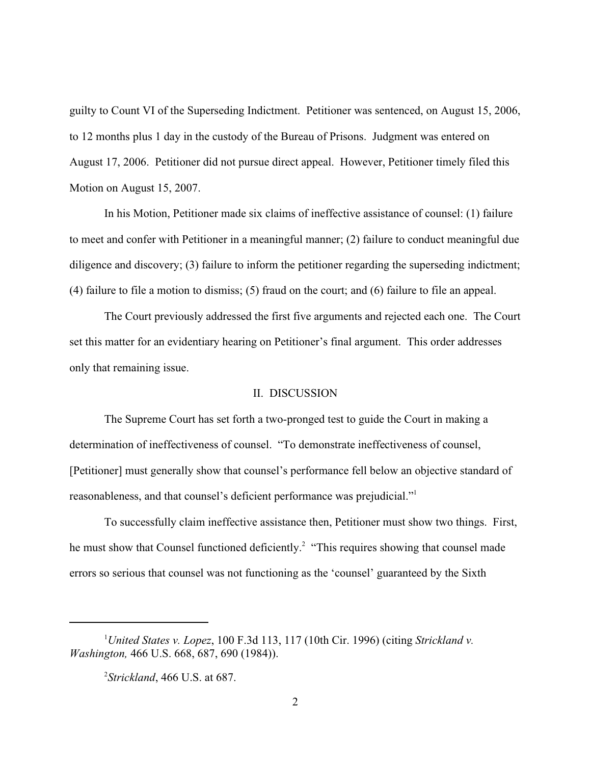guilty to Count VI of the Superseding Indictment. Petitioner was sentenced, on August 15, 2006, to 12 months plus 1 day in the custody of the Bureau of Prisons. Judgment was entered on August 17, 2006. Petitioner did not pursue direct appeal. However, Petitioner timely filed this Motion on August 15, 2007.

In his Motion, Petitioner made six claims of ineffective assistance of counsel: (1) failure to meet and confer with Petitioner in a meaningful manner; (2) failure to conduct meaningful due diligence and discovery; (3) failure to inform the petitioner regarding the superseding indictment; (4) failure to file a motion to dismiss; (5) fraud on the court; and (6) failure to file an appeal.

The Court previously addressed the first five arguments and rejected each one. The Court set this matter for an evidentiary hearing on Petitioner's final argument. This order addresses only that remaining issue.

## II. DISCUSSION

The Supreme Court has set forth a two-pronged test to guide the Court in making a determination of ineffectiveness of counsel. "To demonstrate ineffectiveness of counsel, [Petitioner] must generally show that counsel's performance fell below an objective standard of reasonableness, and that counsel's deficient performance was prejudicial."[1]

To successfully claim ineffective assistance then, Petitioner must show two things. First, he must show that Counsel functioned deficiently.[2] "This requires showing that counsel made errors so serious that counsel was not functioning as the 'counsel' guaranteed by the Sixth

---

[1] *United States v. Lopez*, 100 F.3d 113, 117 (10th Cir. 1996) (citing *Strickland v. Washington,* 466 U.S. 668, 687, 690 (1984)).

[2] *Strickland*, 466 U.S. at 687.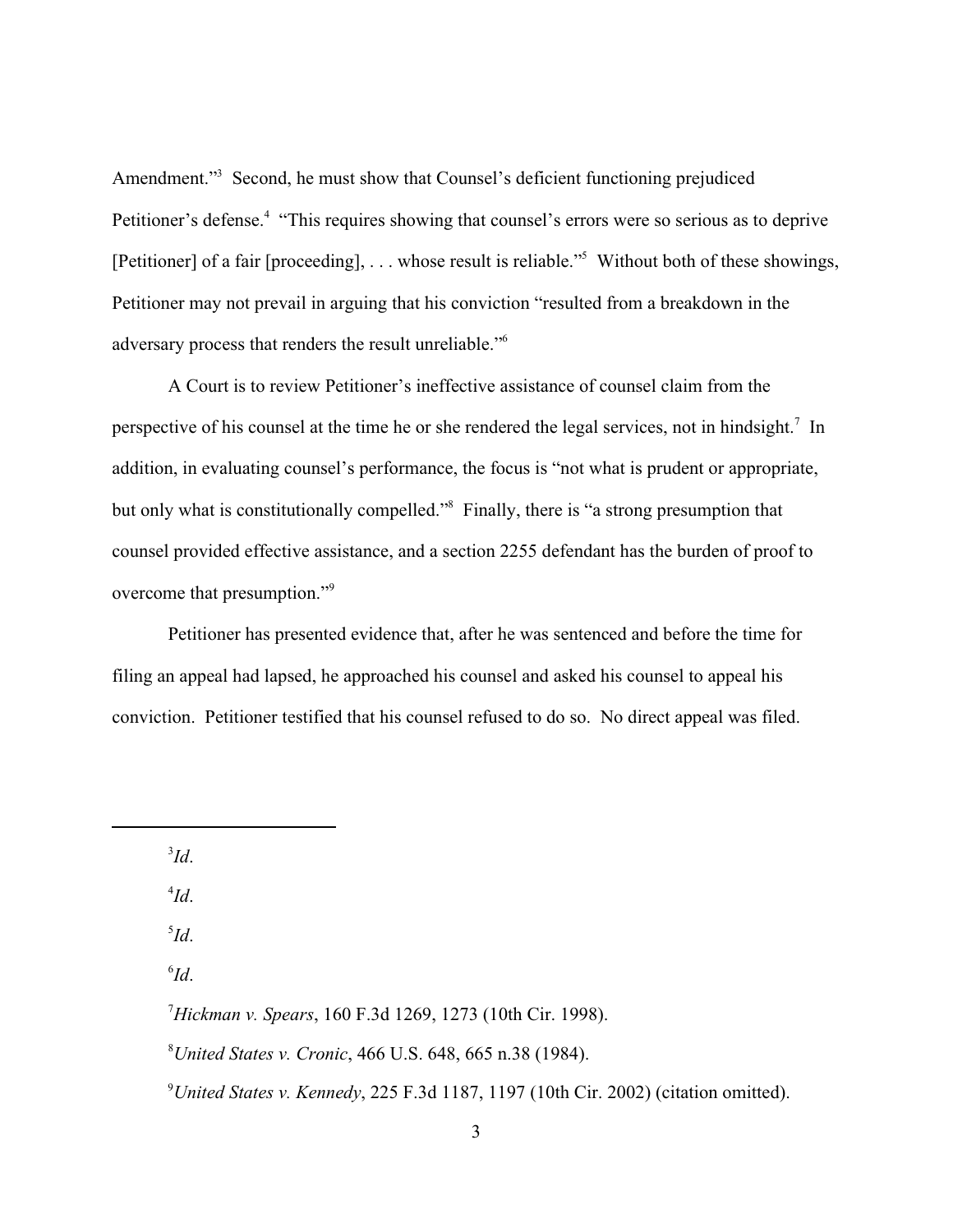Amendment."[3] Second, he must show that Counsel's deficient functioning prejudiced Petitioner's defense.[4] "This requires showing that counsel's errors were so serious as to deprive [Petitioner] of a fair [proceeding], . . . whose result is reliable."[5] Without both of these showings, Petitioner may not prevail in arguing that his conviction "resulted from a breakdown in the adversary process that renders the result unreliable."[6]

A Court is to review Petitioner's ineffective assistance of counsel claim from the perspective of his counsel at the time he or she rendered the legal services, not in hindsight.[7] In addition, in evaluating counsel's performance, the focus is "not what is prudent or appropriate, but only what is constitutionally compelled."[8] Finally, there is "a strong presumption that counsel provided effective assistance, and a section 2255 defendant has the burden of proof to overcome that presumption."[9]

Petitioner has presented evidence that, after he was sentenced and before the time for filing an appeal had lapsed, he approached his counsel and asked his counsel to appeal his conviction. Petitioner testified that his counsel refused to do so. No direct appeal was filed.

---

[3] *Id*.

[4] *Id*.

[5] *Id*.

[6] *Id*.

[7] *Hickman v. Spears*, 160 F.3d 1269, 1273 (10th Cir. 1998).

[8] *United States v. Cronic*, 466 U.S. 648, 665 n.38 (1984).

[9] *United States v. Kennedy*, 225 F.3d 1187, 1197 (10th Cir. 2002) (citation omitted).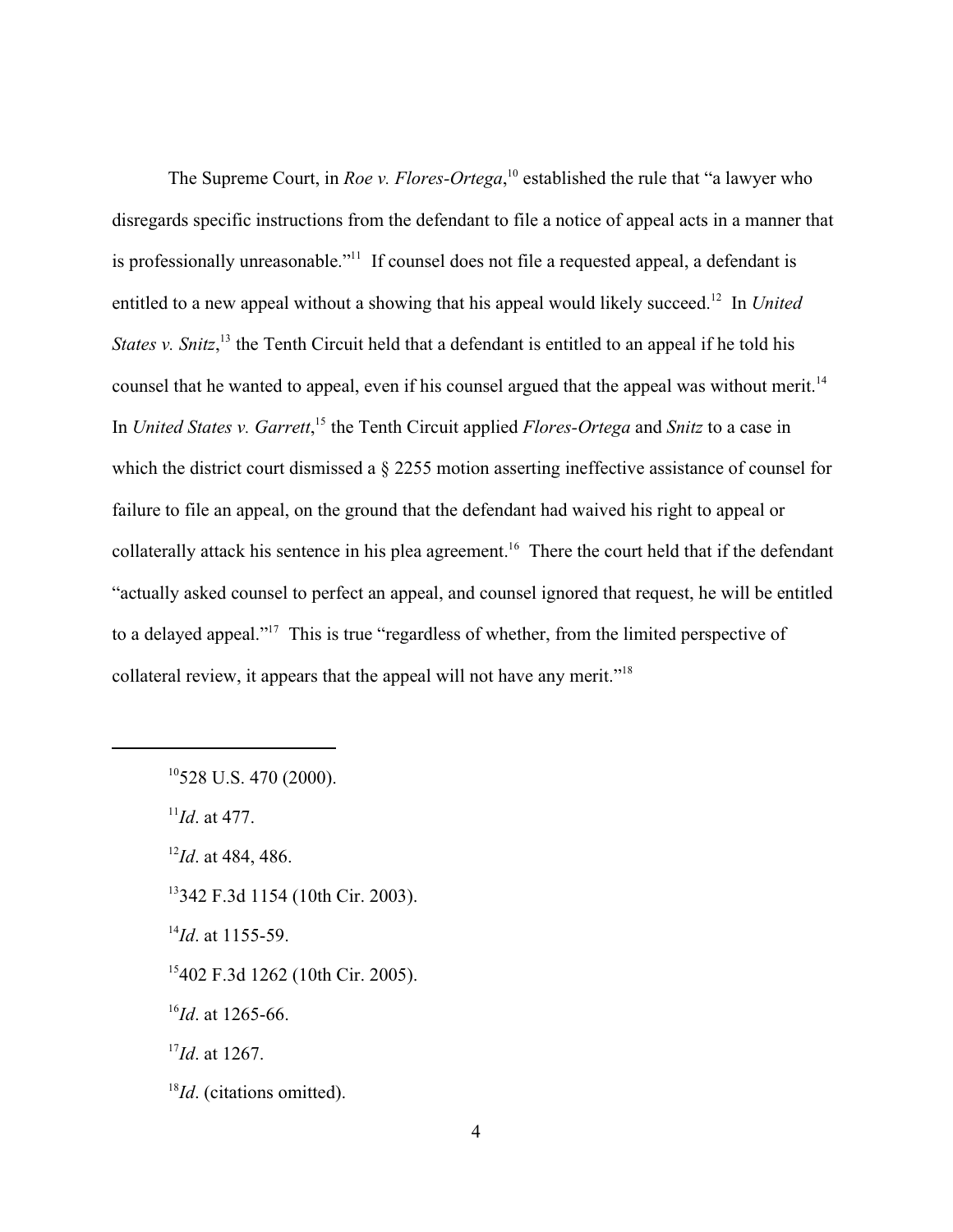The Supreme Court, in *Roe v. Flores-Ortega*,[10] established the rule that "a lawyer who disregards specific instructions from the defendant to file a notice of appeal acts in a manner that is professionally unreasonable."[11] If counsel does not file a requested appeal, a defendant is entitled to a new appeal without a showing that his appeal would likely succeed.[12] In *United States v. Snitz*,[13] the Tenth Circuit held that a defendant is entitled to an appeal if he told his counsel that he wanted to appeal, even if his counsel argued that the appeal was without merit.[14] In *United States v. Garrett*,[15] the Tenth Circuit applied *Flores-Ortega* and *Snitz* to a case in which the district court dismissed a § 2255 motion asserting ineffective assistance of counsel for failure to file an appeal, on the ground that the defendant had waived his right to appeal or collaterally attack his sentence in his plea agreement.[16] There the court held that if the defendant "actually asked counsel to perfect an appeal, and counsel ignored that request, he will be entitled to a delayed appeal."[17] This is true "regardless of whether, from the limited perspective of collateral review, it appears that the appeal will not have any merit."[18]

---

[10] 528 U.S. 470 (2000).

[11] *Id*. at 477.

[12] *Id*. at 484, 486.

[13] 342 F.3d 1154 (10th Cir. 2003).

[14] *Id*. at 1155-59.

[15] 402 F.3d 1262 (10th Cir. 2005).

[16] *Id*. at 1265-66.

[17] *Id*. at 1267.

[18] *Id*. (citations omitted).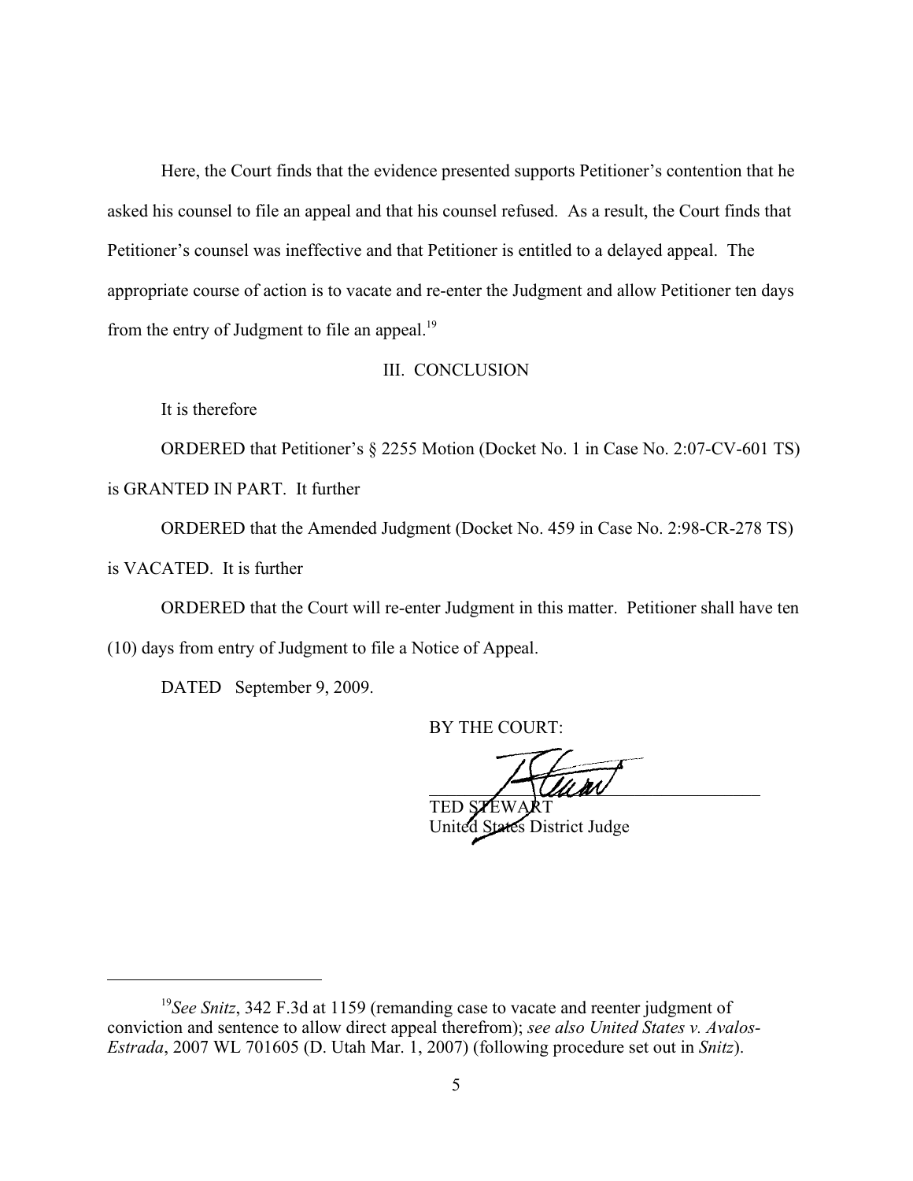Here, the Court finds that the evidence presented supports Petitioner's contention that he asked his counsel to file an appeal and that his counsel refused. As a result, the Court finds that Petitioner's counsel was ineffective and that Petitioner is entitled to a delayed appeal. The appropriate course of action is to vacate and re-enter the Judgment and allow Petitioner ten days from the entry of Judgment to file an appeal.[19]

## III. CONCLUSION

It is therefore

ORDERED that Petitioner's § 2255 Motion (Docket No. 1 in Case No. 2:07-CV-601 TS) is GRANTED IN PART. It further

ORDERED that the Amended Judgment (Docket No. 459 in Case No. 2:98-CR-278 TS) is VACATED. It is further

ORDERED that the Court will re-enter Judgment in this matter. Petitioner shall have ten (10) days from entry of Judgment to file a Notice of Appeal.

DATED September 9, 2009.

BY THE COURT:

TED STEWART
United States District Judge

---

[19] *See Snitz*, 342 F.3d at 1159 (remanding case to vacate and reenter judgment of conviction and sentence to allow direct appeal therefrom); *see also United States v. Avalos-Estrada*, 2007 WL 701605 (D. Utah Mar. 1, 2007) (following procedure set out in *Snitz*).